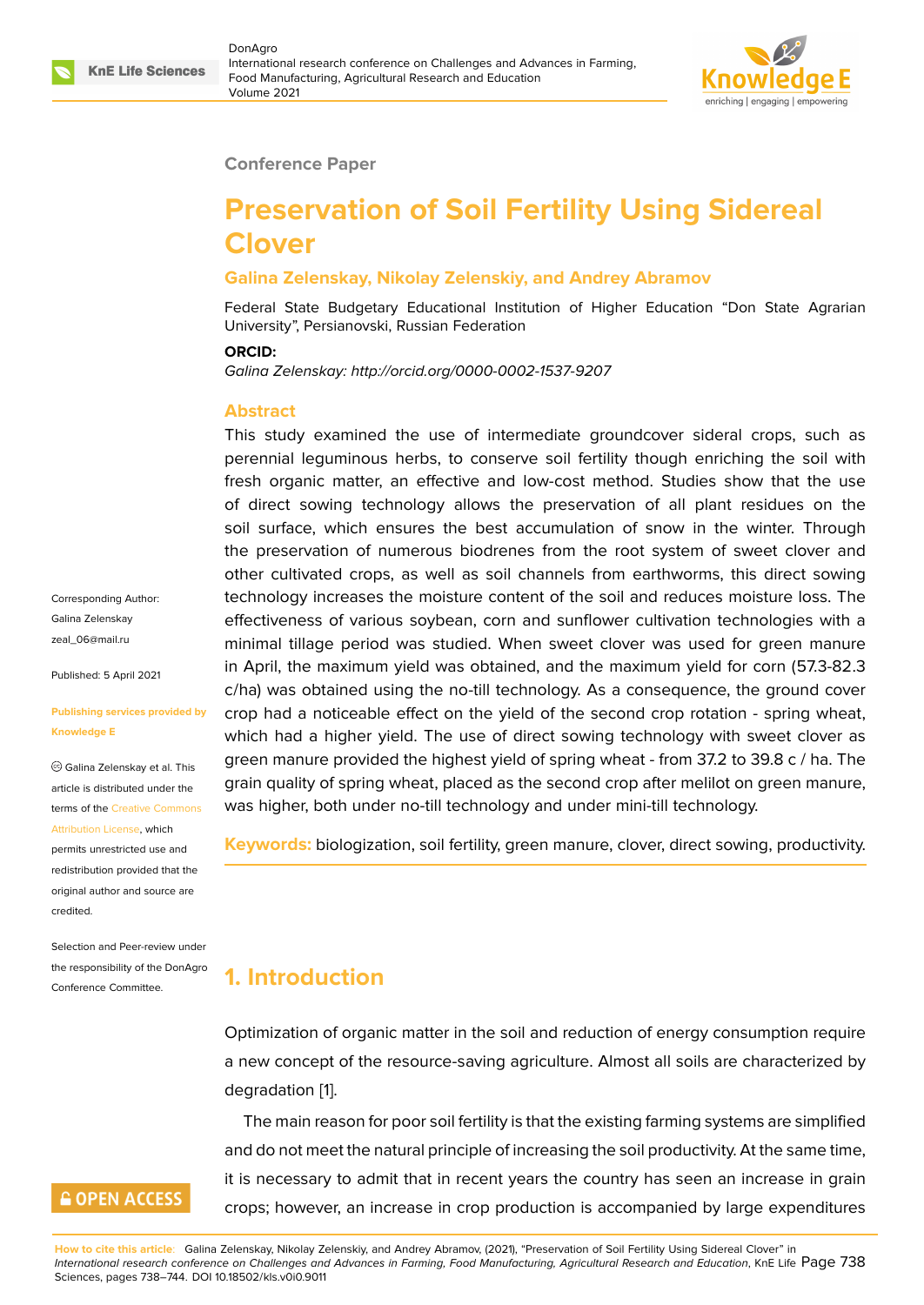Conference Paper

# Preservation of Soil Fertility Using Sidereal Clover

**Galina Zelenskay, Nikolay Zelenskiy, and Andrey Abramov**

Federal State Budgetary Educational Institution of Higher Education "Don State Agrarian University", Persianovski, Russian Federation

**ORCID:**

*Galina Zelenskay: http://orcid.org/0000-0002-1537-9207*

Corresponding Author: Galina Zelenskay zeal_06@mail.ru

Published: 5 April 2021

Publishing services provided by Knowledge E

© Galina Zelenskay et al. This article is distributed under the terms of the Creative Commons Attribution License, which permits unrestricted use and redistribution provided that the original author and source are credited.

Selection and Peer-review under the responsibility of the DonAgro Conference Committee.

## Abstract

This study examined the use of intermediate groundcover sideral crops, such as perennial leguminous herbs, to conserve soil fertility though enriching the soil with fresh organic matter, an effective and low-cost method. Studies show that the use of direct sowing technology allows the preservation of all plant residues on the soil surface, which ensures the best accumulation of snow in the winter. Through the preservation of numerous biodrenes from the root system of sweet clover and other cultivated crops, as well as soil channels from earthworms, this direct sowing technology increases the moisture content of the soil and reduces moisture loss. The effectiveness of various soybean, corn and sunflower cultivation technologies with a minimal tillage period was studied. When sweet clover was used for green manure in April, the maximum yield was obtained, and the maximum yield for corn (57.3-82.3 c/ha) was obtained using the no-till technology. As a consequence, the ground cover crop had a noticeable effect on the yield of the second crop rotation - spring wheat, which had a higher yield. The use of direct sowing technology with sweet clover as green manure provided the highest yield of spring wheat - from 37.2 to 39.8 c / ha. The grain quality of spring wheat, placed as the second crop after melilot on green manure, was higher, both under no-till technology and under mini-till technology.

**Keywords:** biologization, soil fertility, green manure, clover, direct sowing, productivity.

## 1. Introduction

Optimization of organic matter in the soil and reduction of energy consumption require a new concept of the resource-saving agriculture. Almost all soils are characterized by degradation [1].

The main reason for poor soil fertility is that the existing farming systems are simplified and do not meet the natural principle of increasing the soil productivity. At the same time, it is necessary to admit that in recent years the country has seen an increase in grain crops; however, an increase in crop production is accompanied by large expenditures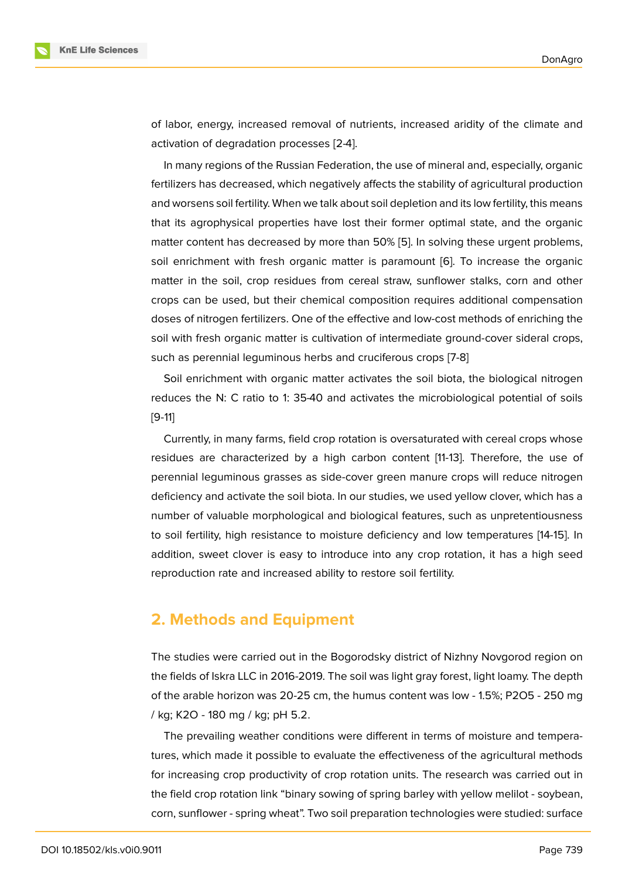of labor, energy, increased removal of nutrients, increased aridity of the climate and activation of degradation processes [2-4].

In many regions of the Russian Federation, the use of mineral and, especially, organic fertilizers has decreased, which negatively affects the stability of agricultural production and worsens soil fertility. When we talk about soil depletion and its low fertility, this means that its agrophysical properties have lost their former optimal state, and the organic matter content has decreased by more than 50% [5]. In solving these urgent problems, soil enrichment with fresh organic matter is paramount [6]. To increase the organic matter in the soil, crop residues from cereal straw, sunflower stalks, corn and other crops can be used, but their chemical composition requires additional compensation doses of nitrogen fertilizers. One of the effective and low-cost methods of enriching the soil with fresh organic matter is cultivation of intermediate ground-cover sideral crops, such as perennial leguminous herbs and cruciferous crops [7-8]

Soil enrichment with organic matter activates the soil biota, the biological nitrogen reduces the N: C ratio to 1: 35-40 and activates the microbiological potential of soils [9-11]

Currently, in many farms, field crop rotation is oversaturated with cereal crops whose residues are characterized by a high carbon content [11-13]. Therefore, the use of perennial leguminous grasses as side-cover green manure crops will reduce nitrogen deficiency and activate the soil biota. In our studies, we used yellow clover, which has a number of valuable morphological and biological features, such as unpretentiousness to soil fertility, high resistance to moisture deficiency and low temperatures [14-15]. In addition, sweet clover is easy to introduce into any crop rotation, it has a high seed reproduction rate and increased ability to restore soil fertility.

## 2. Methods and Equipment

The studies were carried out in the Bogorodsky district of Nizhny Novgorod region on the fields of Iskra LLC in 2016-2019. The soil was light gray forest, light loamy. The depth of the arable horizon was 20-25 cm, the humus content was low - 1.5%; $P_2O_5$ - 250 mg / kg; $K_2O$ - 180 mg / kg; pH 5.2.

The prevailing weather conditions were different in terms of moisture and temperatures, which made it possible to evaluate the effectiveness of the agricultural methods for increasing crop productivity of crop rotation units. The research was carried out in the field crop rotation link "binary sowing of spring barley with yellow melilot - soybean, corn, sunflower - spring wheat". Two soil preparation technologies were studied: surface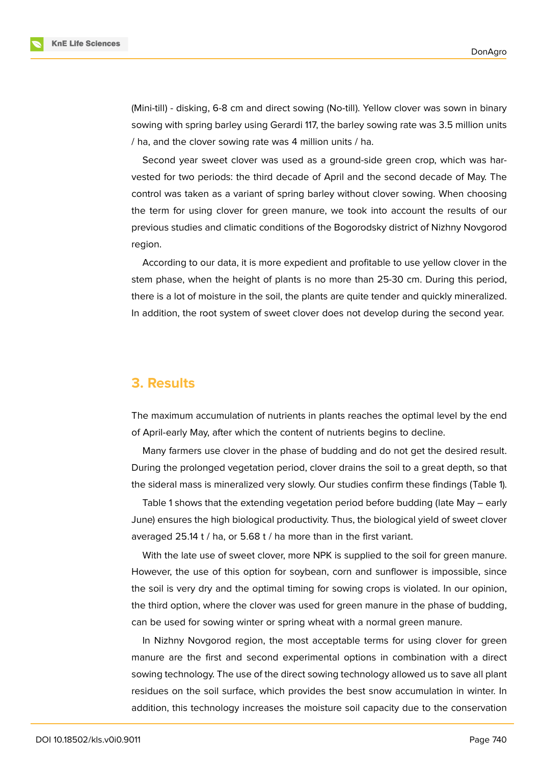(Mini-till) - disking, 6-8 cm and direct sowing (No-till). Yellow clover was sown in binary sowing with spring barley using Gerardi 117, the barley sowing rate was 3.5 million units / ha, and the clover sowing rate was 4 million units / ha.

Second year sweet clover was used as a ground-side green crop, which was harvested for two periods: the third decade of April and the second decade of May. The control was taken as a variant of spring barley without clover sowing. When choosing the term for using clover for green manure, we took into account the results of our previous studies and climatic conditions of the Bogorodsky district of Nizhny Novgorod region.

According to our data, it is more expedient and profitable to use yellow clover in the stem phase, when the height of plants is no more than 25-30 cm. During this period, there is a lot of moisture in the soil, the plants are quite tender and quickly mineralized. In addition, the root system of sweet clover does not develop during the second year.

## 3. Results

The maximum accumulation of nutrients in plants reaches the optimal level by the end of April-early May, after which the content of nutrients begins to decline.

Many farmers use clover in the phase of budding and do not get the desired result. During the prolonged vegetation period, clover drains the soil to a great depth, so that the sideral mass is mineralized very slowly. Our studies confirm these findings (Table 1).

Table 1 shows that the extending vegetation period before budding (late May – early June) ensures the high biological productivity. Thus, the biological yield of sweet clover averaged 25.14 t / ha, or 5.68 t / ha more than in the first variant.

With the late use of sweet clover, more NPK is supplied to the soil for green manure. However, the use of this option for soybean, corn and sunflower is impossible, since the soil is very dry and the optimal timing for sowing crops is violated. In our opinion, the third option, where the clover was used for green manure in the phase of budding, can be used for sowing winter or spring wheat with a normal green manure.

In Nizhny Novgorod region, the most acceptable terms for using clover for green manure are the first and second experimental options in combination with a direct sowing technology. The use of the direct sowing technology allowed us to save all plant residues on the soil surface, which provides the best snow accumulation in winter. In addition, this technology increases the moisture soil capacity due to the conservation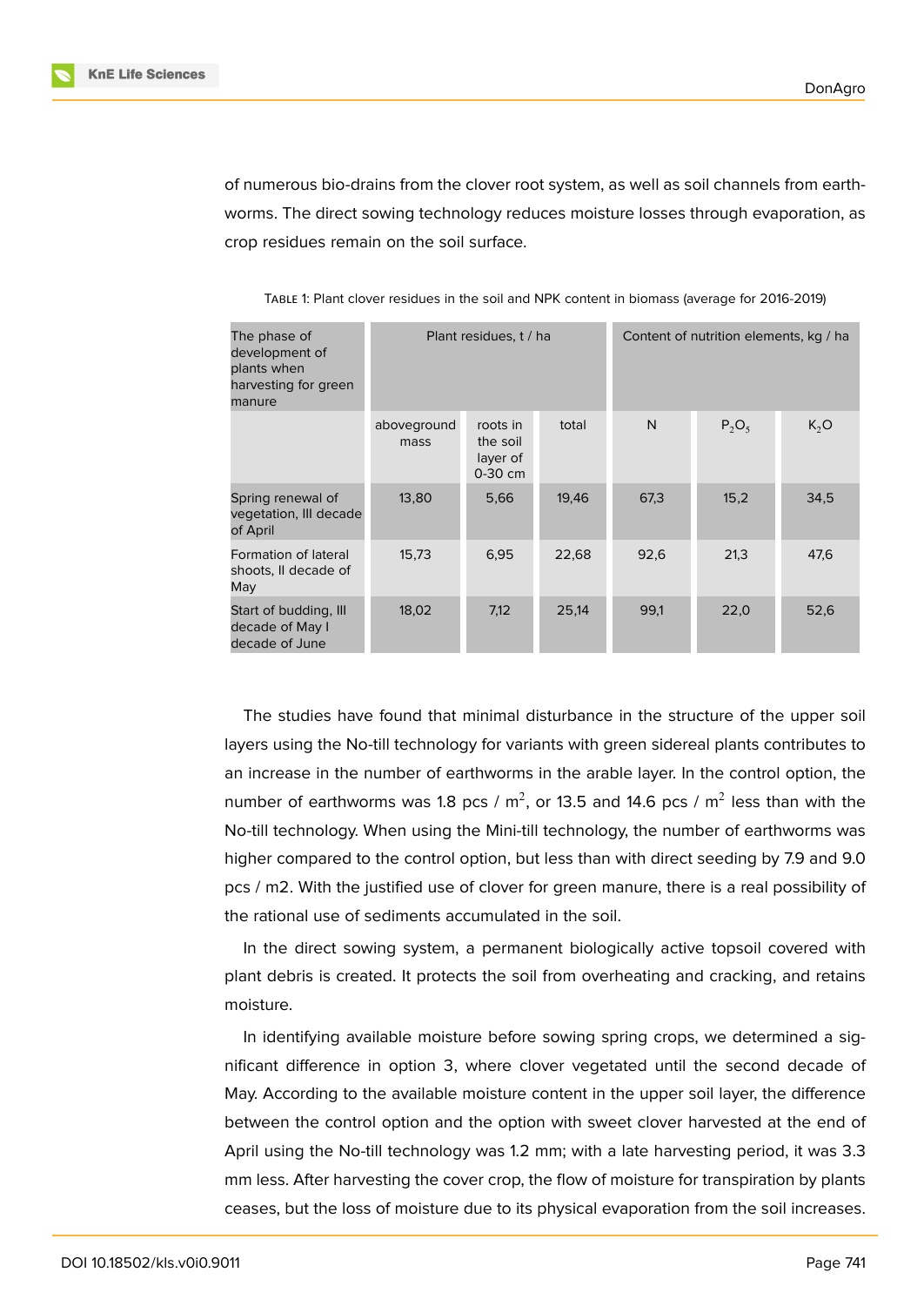of numerous bio-drains from the clover root system, as well as soil channels from earthworms. The direct sowing technology reduces moisture losses through evaporation, as crop residues remain on the soil surface.

Table 1: Plant clover residues in the soil and NPK content in biomass (average for 2016-2019)

| The phase of development of plants when harvesting for green manure | Plant residues, t / ha | | | Content of nutrition elements, kg / ha | | |
|---|---|---|---|---|---|---|
| | aboveground mass | roots in the soil layer of 0-30 cm | total | N | $P_2O_5$ | $K_2O$ |
| Spring renewal of vegetation, III decade of April | 13,80 | 5,66 | 19,46 | 67,3 | 15,2 | 34,5 |
| Formation of lateral shoots, II decade of May | 15,73 | 6,95 | 22,68 | 92,6 | 21,3 | 47,6 |
| Start of budding, III decade of May I decade of June | 18,02 | 7,12 | 25,14 | 99,1 | 22,0 | 52,6 |

The studies have found that minimal disturbance in the structure of the upper soil layers using the No-till technology for variants with green sidereal plants contributes to an increase in the number of earthworms in the arable layer. In the control option, the number of earthworms was 1.8 pcs / $m^2$, or 13.5 and 14.6 pcs / $m^2$ less than with the No-till technology. When using the Mini-till technology, the number of earthworms was higher compared to the control option, but less than with direct seeding by 7.9 and 9.0 pcs / m2. With the justified use of clover for green manure, there is a real possibility of the rational use of sediments accumulated in the soil.

In the direct sowing system, a permanent biologically active topsoil covered with plant debris is created. It protects the soil from overheating and cracking, and retains moisture.

In identifying available moisture before sowing spring crops, we determined a significant difference in option 3, where clover vegetated until the second decade of May. According to the available moisture content in the upper soil layer, the difference between the control option and the option with sweet clover harvested at the end of April using the No-till technology was 1.2 mm; with a late harvesting period, it was 3.3 mm less. After harvesting the cover crop, the flow of moisture for transpiration by plants ceases, but the loss of moisture due to its physical evaporation from the soil increases.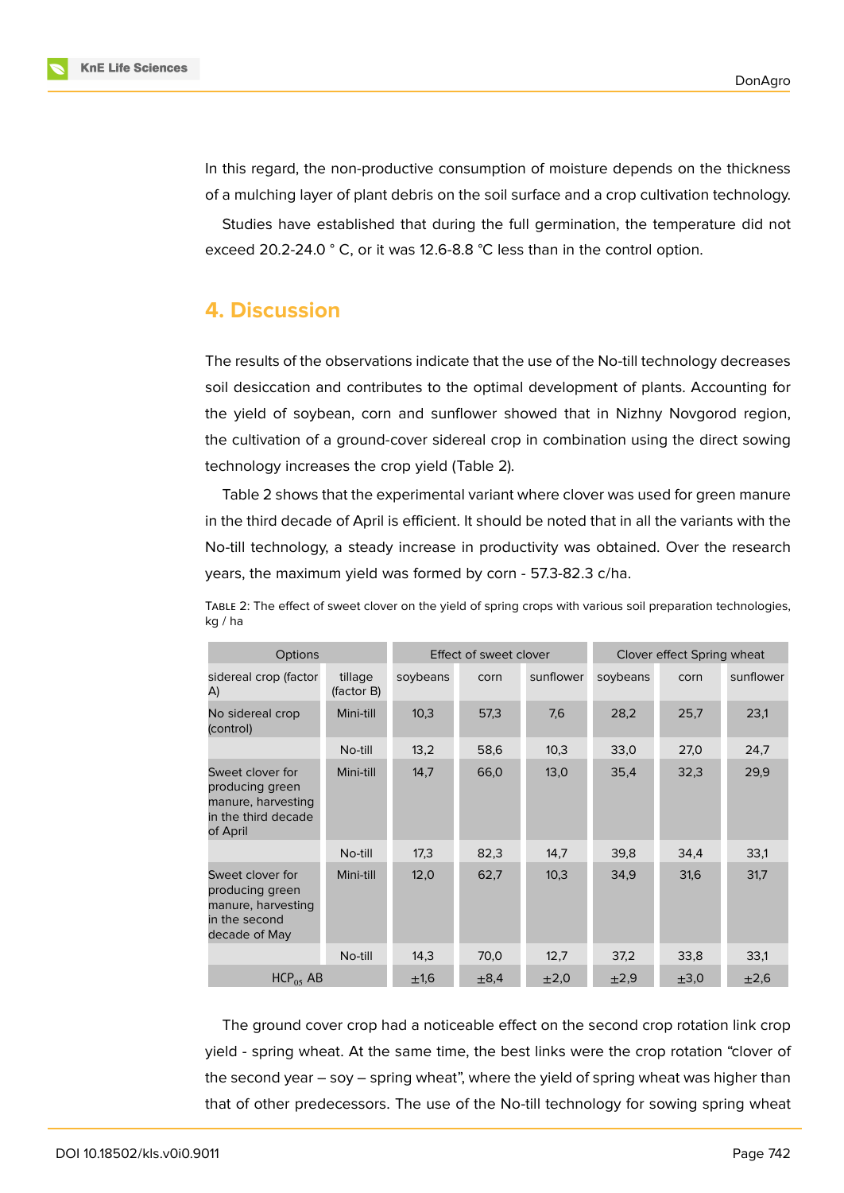In this regard, the non-productive consumption of moisture depends on the thickness of a mulching layer of plant debris on the soil surface and a crop cultivation technology.

Studies have established that during the full germination, the temperature did not exceed 20.2-24.0 ° C, or it was 12.6-8.8 °C less than in the control option.

## 4. Discussion

The results of the observations indicate that the use of the No-till technology decreases soil desiccation and contributes to the optimal development of plants. Accounting for the yield of soybean, corn and sunflower showed that in Nizhny Novgorod region, the cultivation of a ground-cover sidereal crop in combination using the direct sowing technology increases the crop yield (Table 2).

Table 2 shows that the experimental variant where clover was used for green manure in the third decade of April is efficient. It should be noted that in all the variants with the No-till technology, a steady increase in productivity was obtained. Over the research years, the maximum yield was formed by corn - 57.3-82.3 c/ha.

TABLE 2: The effect of sweet clover on the yield of spring crops with various soil preparation technologies, kg / ha

| Options | | Effect of sweet clover | | | Clover effect Spring wheat | | |
|---|---|---|---|---|---|---|---|
| sidereal crop (factor A) | tillage (factor B) | soybeans | corn | sunflower | soybeans | corn | sunflower |
| No sidereal crop (control) | Mini-till | 10,3 | 57,3 | 7,6 | 28,2 | 25,7 | 23,1 |
| | No-till | 13,2 | 58,6 | 10,3 | 33,0 | 27,0 | 24,7 |
| Sweet clover for producing green manure, harvesting in the third decade of April | Mini-till | 14,7 | 66,0 | 13,0 | 35,4 | 32,3 | 29,9 |
| | No-till | 17,3 | 82,3 | 14,7 | 39,8 | 34,4 | 33,1 |
| Sweet clover for producing green manure, harvesting in the second decade of May | Mini-till | 12,0 | 62,7 | 10,3 | 34,9 | 31,6 | 31,7 |
| | No-till | 14,3 | 70,0 | 12,7 | 37,2 | 33,8 | 33,1 |
| $HCP_{05}$ AB | | ±1,6 | ±8,4 | ±2,0 | ±2,9 | ±3,0 | ±2,6 |

The ground cover crop had a noticeable effect on the second crop rotation link crop yield - spring wheat. At the same time, the best links were the crop rotation "clover of the second year – soy – spring wheat", where the yield of spring wheat was higher than that of other predecessors. The use of the No-till technology for sowing spring wheat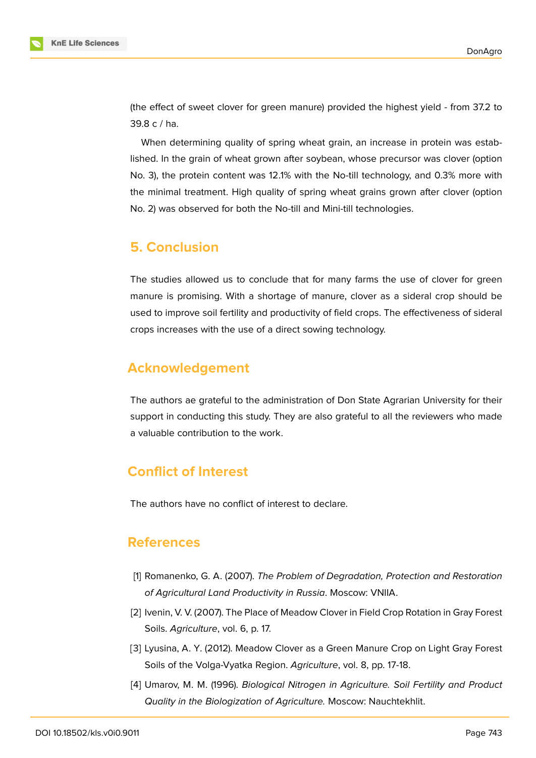(the effect of sweet clover for green manure) provided the highest yield - from 37.2 to 39.8 c / ha.

When determining quality of spring wheat grain, an increase in protein was established. In the grain of wheat grown after soybean, whose precursor was clover (option No. 3), the protein content was 12.1% with the No-till technology, and 0.3% more with the minimal treatment. High quality of spring wheat grains grown after clover (option No. 2) was observed for both the No-till and Mini-till technologies.

## 5. Conclusion

The studies allowed us to conclude that for many farms the use of clover for green manure is promising. With a shortage of manure, clover as a sideral crop should be used to improve soil fertility and productivity of field crops. The effectiveness of sideral crops increases with the use of a direct sowing technology.

## Acknowledgement

The authors ae grateful to the administration of Don State Agrarian University for their support in conducting this study. They are also grateful to all the reviewers who made a valuable contribution to the work.

## Conflict of Interest

The authors have no conflict of interest to declare.

## References

[1] Romanenko, G. A. (2007). *The Problem of Degradation, Protection and Restoration of Agricultural Land Productivity in Russia*. Moscow: VNIIA.

[2] Ivenin, V. V. (2007). The Place of Meadow Clover in Field Crop Rotation in Gray Forest Soils. *Agriculture*, vol. 6, p. 17.

[3] Lyusina, A. Y. (2012). Meadow Clover as a Green Manure Crop on Light Gray Forest Soils of the Volga-Vyatka Region. *Agriculture*, vol. 8, pp. 17-18.

[4] Umarov, M. M. (1996). *Biological Nitrogen in Agriculture. Soil Fertility and Product Quality in the Biologization of Agriculture.* Moscow: Nauchtekhlit.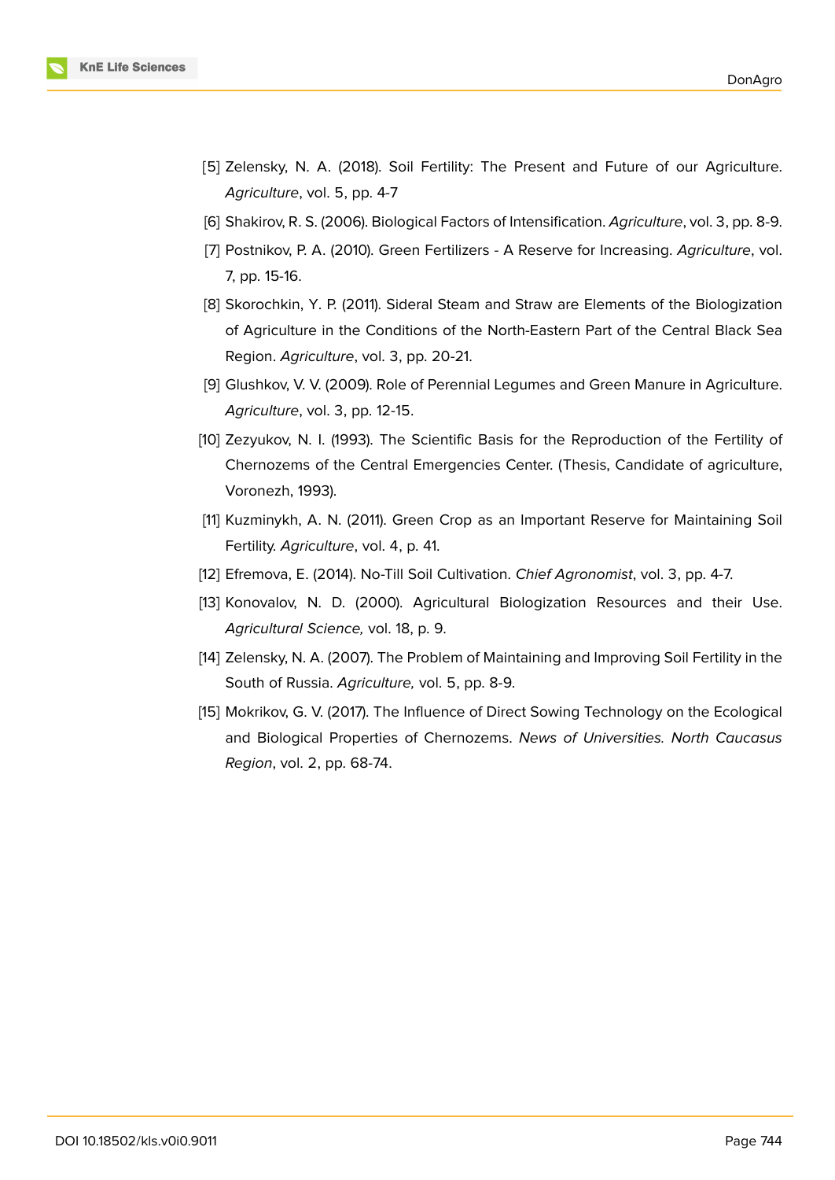[5] Zelensky, N. A. (2018). Soil Fertility: The Present and Future of our Agriculture. *Agriculture*, vol. 5, pp. 4-7

[6] Shakirov, R. S. (2006). Biological Factors of Intensification. *Agriculture*, vol. 3, pp. 8-9.

[7] Postnikov, P. A. (2010). Green Fertilizers - A Reserve for Increasing. *Agriculture*, vol. 7, pp. 15-16.

[8] Skorochkin, Y. P. (2011). Sideral Steam and Straw are Elements of the Biologization of Agriculture in the Conditions of the North-Eastern Part of the Central Black Sea Region. *Agriculture*, vol. 3, pp. 20-21.

[9] Glushkov, V. V. (2009). Role of Perennial Legumes and Green Manure in Agriculture. *Agriculture*, vol. 3, pp. 12-15.

[10] Zezyukov, N. I. (1993). The Scientific Basis for the Reproduction of the Fertility of Chernozems of the Central Emergencies Center. (Thesis, Candidate of agriculture, Voronezh, 1993).

[11] Kuzminykh, A. N. (2011). Green Crop as an Important Reserve for Maintaining Soil Fertility. *Agriculture*, vol. 4, p. 41.

[12] Efremova, E. (2014). No-Till Soil Cultivation. *Chief Agronomist*, vol. 3, pp. 4-7.

[13] Konovalov, N. D. (2000). Agricultural Biologization Resources and their Use. *Agricultural Science,* vol. 18, p. 9.

[14] Zelensky, N. A. (2007). The Problem of Maintaining and Improving Soil Fertility in the South of Russia. *Agriculture,* vol. 5, pp. 8-9.

[15] Mokrikov, G. V. (2017). The Influence of Direct Sowing Technology on the Ecological and Biological Properties of Chernozems. *News of Universities. North Caucasus Region*, vol. 2, pp. 68-74.